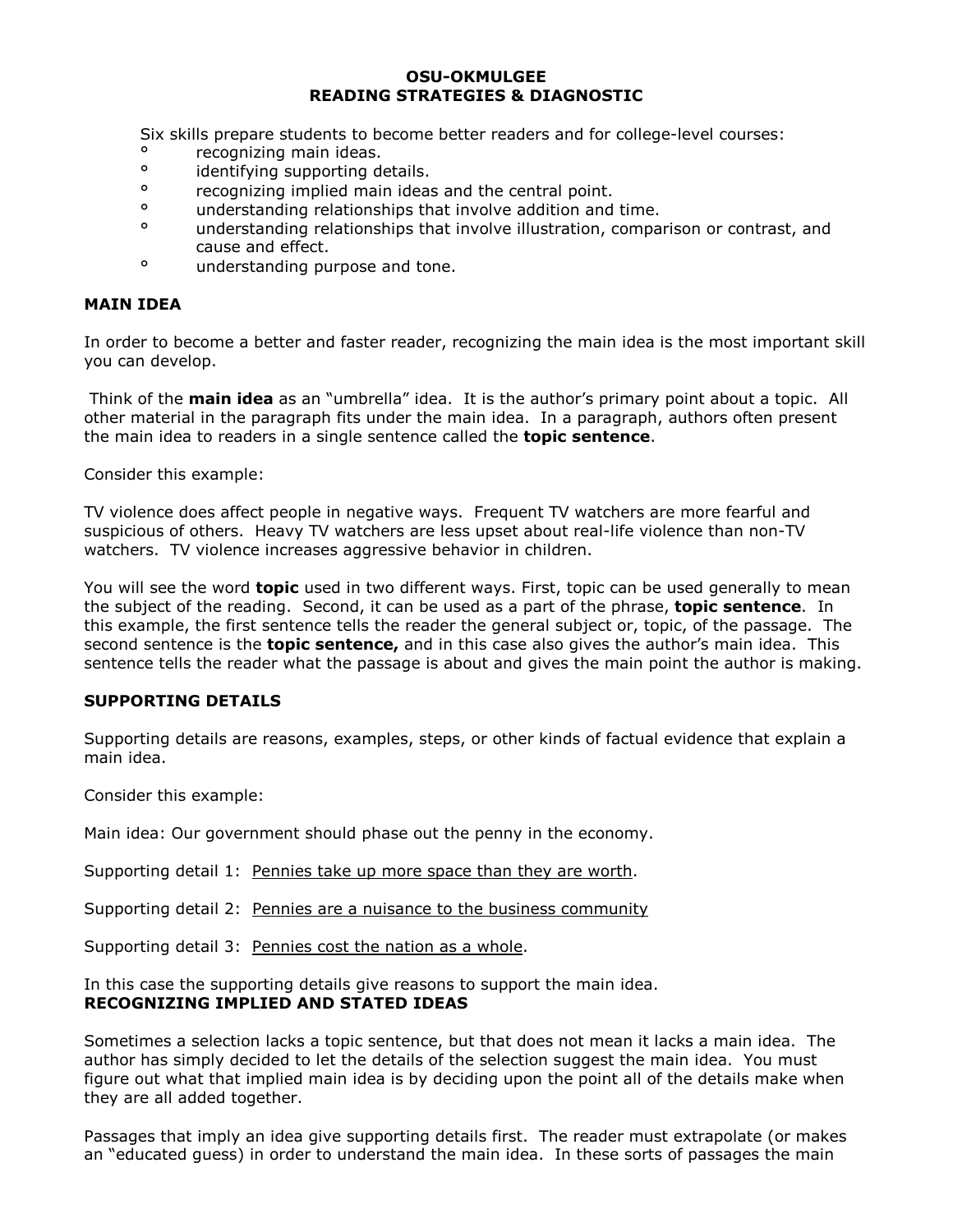**OSU-OKMULGEE**
**READING STRATEGIES & DIAGNOSTIC**

Six skills prepare students to become better readers and for college-level courses:

- recognizing main ideas.
- identifying supporting details.
- recognizing implied main ideas and the central point.
- understanding relationships that involve addition and time.
- understanding relationships that involve illustration, comparison or contrast, and cause and effect.
- understanding purpose and tone.

## MAIN IDEA

In order to become a better and faster reader, recognizing the main idea is the most important skill you can develop.

Think of the **main idea** as an "umbrella" idea. It is the author's primary point about a topic. All other material in the paragraph fits under the main idea. In a paragraph, authors often present the main idea to readers in a single sentence called the **topic sentence**.

Consider this example:

TV violence does affect people in negative ways. Frequent TV watchers are more fearful and suspicious of others. Heavy TV watchers are less upset about real-life violence than non-TV watchers. TV violence increases aggressive behavior in children.

You will see the word **topic** used in two different ways. First, topic can be used generally to mean the subject of the reading. Second, it can be used as a part of the phrase, **topic sentence**. In this example, the first sentence tells the reader the general subject or, topic, of the passage. The second sentence is the **topic sentence,** and in this case also gives the author's main idea. This sentence tells the reader what the passage is about and gives the main point the author is making.

## SUPPORTING DETAILS

Supporting details are reasons, examples, steps, or other kinds of factual evidence that explain a main idea.

Consider this example:

Main idea: Our government should phase out the penny in the economy.

Supporting detail 1: <u>Pennies take up more space than they are worth</u>.

Supporting detail 2: <u>Pennies are a nuisance to the business community</u>

Supporting detail 3: <u>Pennies cost the nation as a whole</u>.

In this case the supporting details give reasons to support the main idea.

## RECOGNIZING IMPLIED AND STATED IDEAS

Sometimes a selection lacks a topic sentence, but that does not mean it lacks a main idea. The author has simply decided to let the details of the selection suggest the main idea. You must figure out what that implied main idea is by deciding upon the point all of the details make when they are all added together.

Passages that imply an idea give supporting details first. The reader must extrapolate (or makes an "educated guess) in order to understand the main idea. In these sorts of passages the main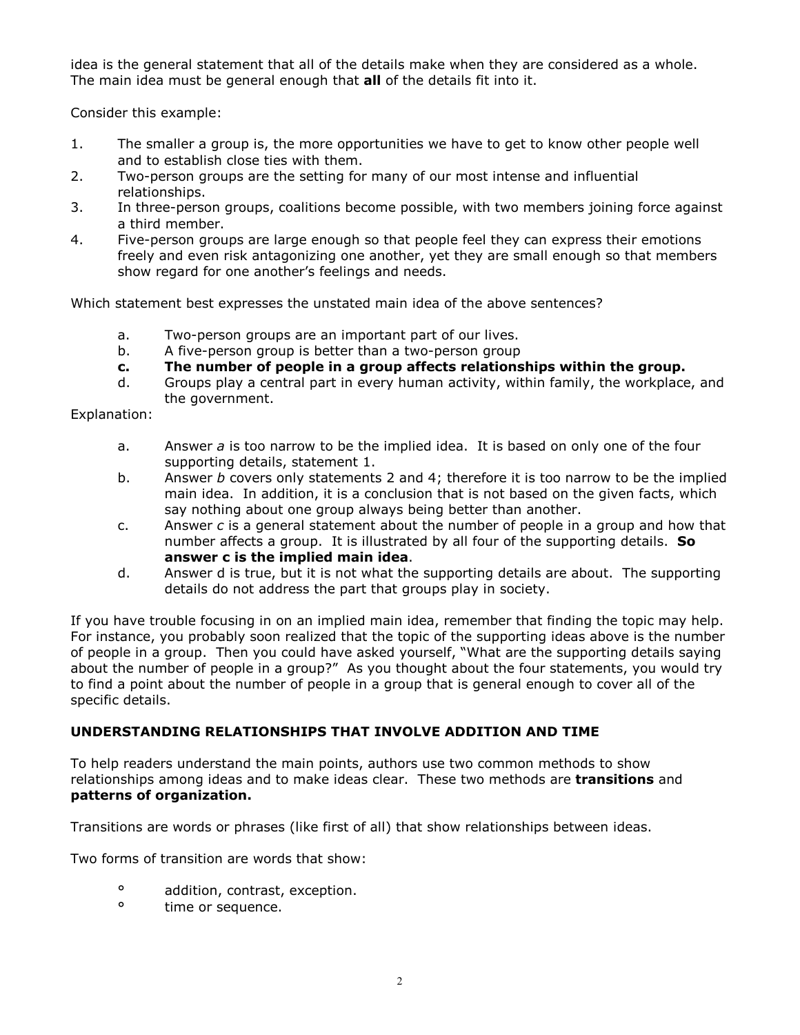idea is the general statement that all of the details make when they are considered as a whole. The main idea must be general enough that **all** of the details fit into it.

Consider this example:

1. The smaller a group is, the more opportunities we have to get to know other people well and to establish close ties with them.
2. Two-person groups are the setting for many of our most intense and influential relationships.
3. In three-person groups, coalitions become possible, with two members joining force against a third member.
4. Five-person groups are large enough so that people feel they can express their emotions freely and even risk antagonizing one another, yet they are small enough so that members show regard for one another's feelings and needs.

Which statement best expresses the unstated main idea of the above sentences?

a. Two-person groups are an important part of our lives.
b. A five-person group is better than a two-person group
**c. The number of people in a group affects relationships within the group.**
d. Groups play a central part in every human activity, within family, the workplace, and the government.

Explanation:

a. Answer *a* is too narrow to be the implied idea. It is based on only one of the four supporting details, statement 1.
b. Answer *b* covers only statements 2 and 4; therefore it is too narrow to be the implied main idea. In addition, it is a conclusion that is not based on the given facts, which say nothing about one group always being better than another.
c. Answer *c* is a general statement about the number of people in a group and how that number affects a group. It is illustrated by all four of the supporting details. **So answer c is the implied main idea**.
d. Answer d is true, but it is not what the supporting details are about. The supporting details do not address the part that groups play in society.

If you have trouble focusing in on an implied main idea, remember that finding the topic may help. For instance, you probably soon realized that the topic of the supporting ideas above is the number of people in a group. Then you could have asked yourself, "What are the supporting details saying about the number of people in a group?" As you thought about the four statements, you would try to find a point about the number of people in a group that is general enough to cover all of the specific details.

## UNDERSTANDING RELATIONSHIPS THAT INVOLVE ADDITION AND TIME

To help readers understand the main points, authors use two common methods to show relationships among ideas and to make ideas clear. These two methods are **transitions** and **patterns of organization.**

Transitions are words or phrases (like first of all) that show relationships between ideas.

Two forms of transition are words that show:

- addition, contrast, exception.
- time or sequence.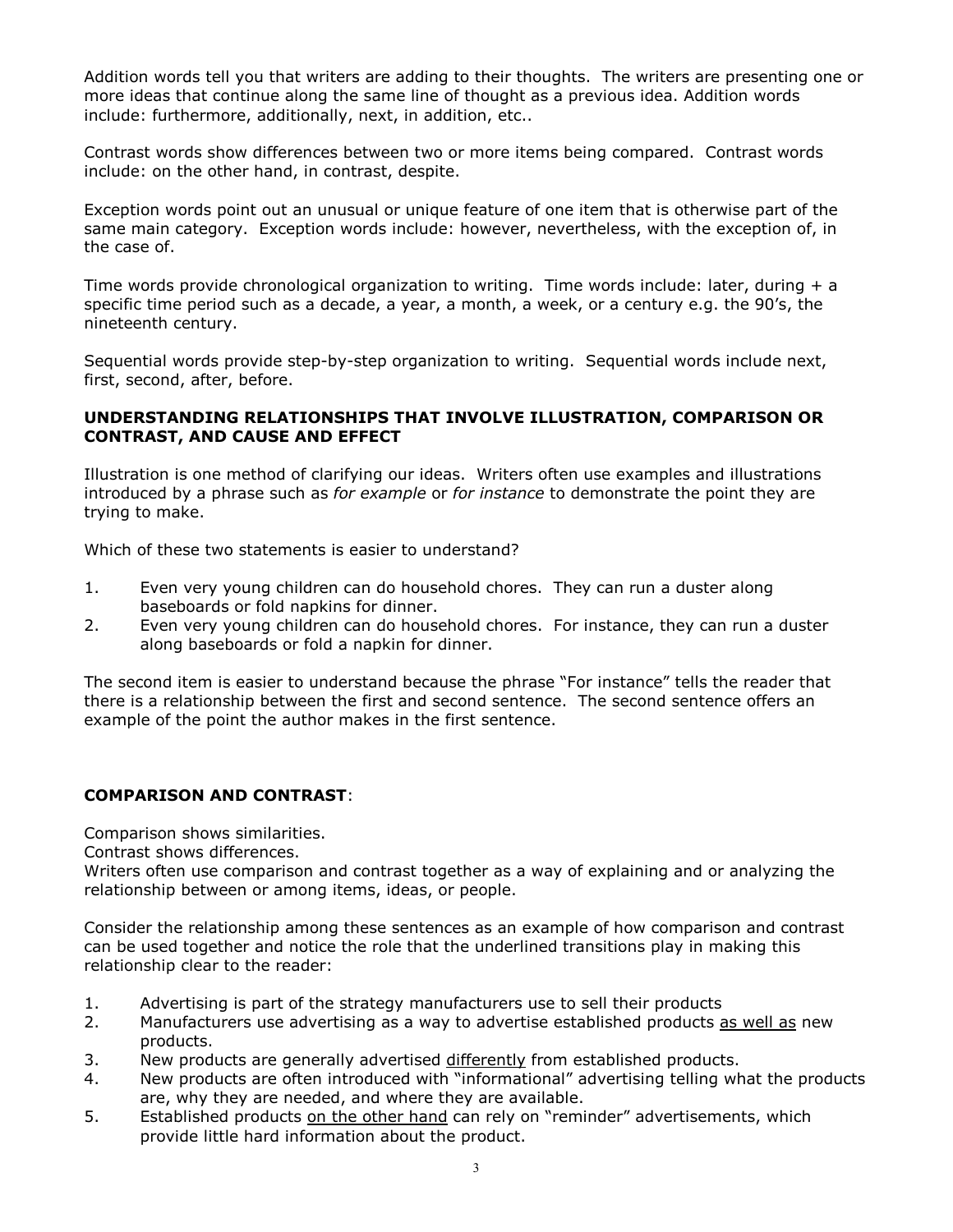Addition words tell you that writers are adding to their thoughts. The writers are presenting one or more ideas that continue along the same line of thought as a previous idea. Addition words include: furthermore, additionally, next, in addition, etc..

Contrast words show differences between two or more items being compared. Contrast words include: on the other hand, in contrast, despite.

Exception words point out an unusual or unique feature of one item that is otherwise part of the same main category. Exception words include: however, nevertheless, with the exception of, in the case of.

Time words provide chronological organization to writing. Time words include: later, during + a specific time period such as a decade, a year, a month, a week, or a century e.g. the 90's, the nineteenth century.

Sequential words provide step-by-step organization to writing. Sequential words include next, first, second, after, before.

## UNDERSTANDING RELATIONSHIPS THAT INVOLVE ILLUSTRATION, COMPARISON OR CONTRAST, AND CAUSE AND EFFECT

Illustration is one method of clarifying our ideas. Writers often use examples and illustrations introduced by a phrase such as *for example* or *for instance* to demonstrate the point they are trying to make.

Which of these two statements is easier to understand?

1. Even very young children can do household chores. They can run a duster along baseboards or fold napkins for dinner.
2. Even very young children can do household chores. For instance, they can run a duster along baseboards or fold a napkin for dinner.

The second item is easier to understand because the phrase "For instance" tells the reader that there is a relationship between the first and second sentence. The second sentence offers an example of the point the author makes in the first sentence.

## COMPARISON AND CONTRAST:

Comparison shows similarities.
Contrast shows differences.
Writers often use comparison and contrast together as a way of explaining and or analyzing the relationship between or among items, ideas, or people.

Consider the relationship among these sentences as an example of how comparison and contrast can be used together and notice the role that the underlined transitions play in making this relationship clear to the reader:

1. Advertising is part of the strategy manufacturers use to sell their products
2. Manufacturers use advertising as a way to advertise established products <u>as well as</u> new products.
3. New products are generally advertised <u>differently</u> from established products.
4. New products are often introduced with "informational" advertising telling what the products are, why they are needed, and where they are available.
5. Established products <u>on the other hand</u> can rely on "reminder" advertisements, which provide little hard information about the product.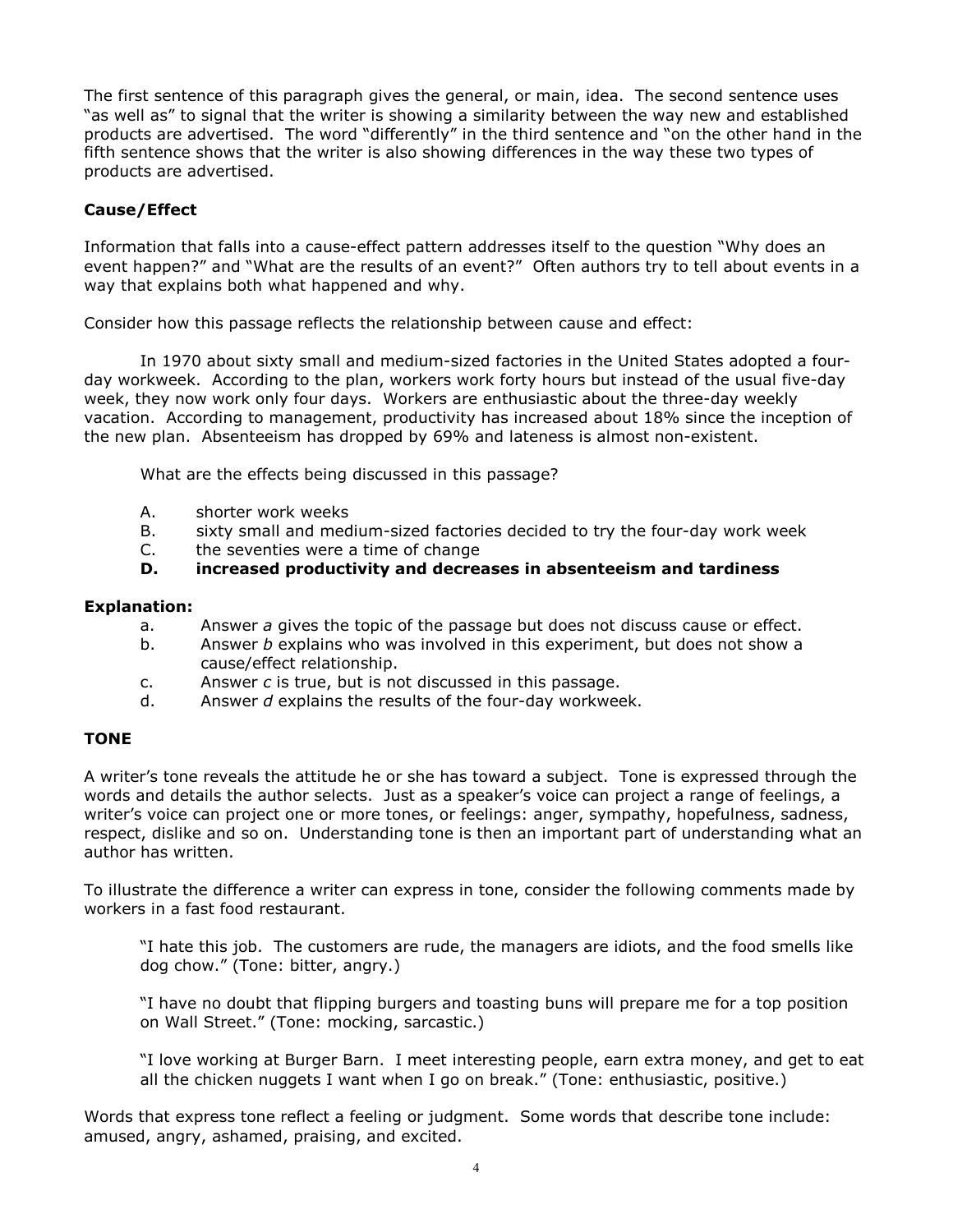The first sentence of this paragraph gives the general, or main, idea. The second sentence uses "as well as" to signal that the writer is showing a similarity between the way new and established products are advertised. The word "differently" in the third sentence and "on the other hand in the fifth sentence shows that the writer is also showing differences in the way these two types of products are advertised.

### Cause/Effect

Information that falls into a cause-effect pattern addresses itself to the question "Why does an event happen?" and "What are the results of an event?" Often authors try to tell about events in a way that explains both what happened and why.

Consider how this passage reflects the relationship between cause and effect:

> In 1970 about sixty small and medium-sized factories in the United States adopted a four-day workweek. According to the plan, workers work forty hours but instead of the usual five-day week, they now work only four days. Workers are enthusiastic about the three-day weekly vacation. According to management, productivity has increased about 18% since the inception of the new plan. Absenteeism has dropped by 69% and lateness is almost non-existent.

What are the effects being discussed in this passage?

A. shorter work weeks
B. sixty small and medium-sized factories decided to try the four-day work week
C. the seventies were a time of change
**D. increased productivity and decreases in absenteeism and tardiness**

**Explanation:**

a. Answer *a* gives the topic of the passage but does not discuss cause or effect.
b. Answer *b* explains who was involved in this experiment, but does not show a cause/effect relationship.
c. Answer *c* is true, but is not discussed in this passage.
d. Answer *d* explains the results of the four-day workweek.

### TONE

A writer's tone reveals the attitude he or she has toward a subject. Tone is expressed through the words and details the author selects. Just as a speaker's voice can project a range of feelings, a writer's voice can project one or more tones, or feelings: anger, sympathy, hopefulness, sadness, respect, dislike and so on. Understanding tone is then an important part of understanding what an author has written.

To illustrate the difference a writer can express in tone, consider the following comments made by workers in a fast food restaurant.

> "I hate this job. The customers are rude, the managers are idiots, and the food smells like dog chow." (Tone: bitter, angry.)
>
> "I have no doubt that flipping burgers and toasting buns will prepare me for a top position on Wall Street." (Tone: mocking, sarcastic.)
>
> "I love working at Burger Barn. I meet interesting people, earn extra money, and get to eat all the chicken nuggets I want when I go on break." (Tone: enthusiastic, positive.)

Words that express tone reflect a feeling or judgment. Some words that describe tone include: amused, angry, ashamed, praising, and excited.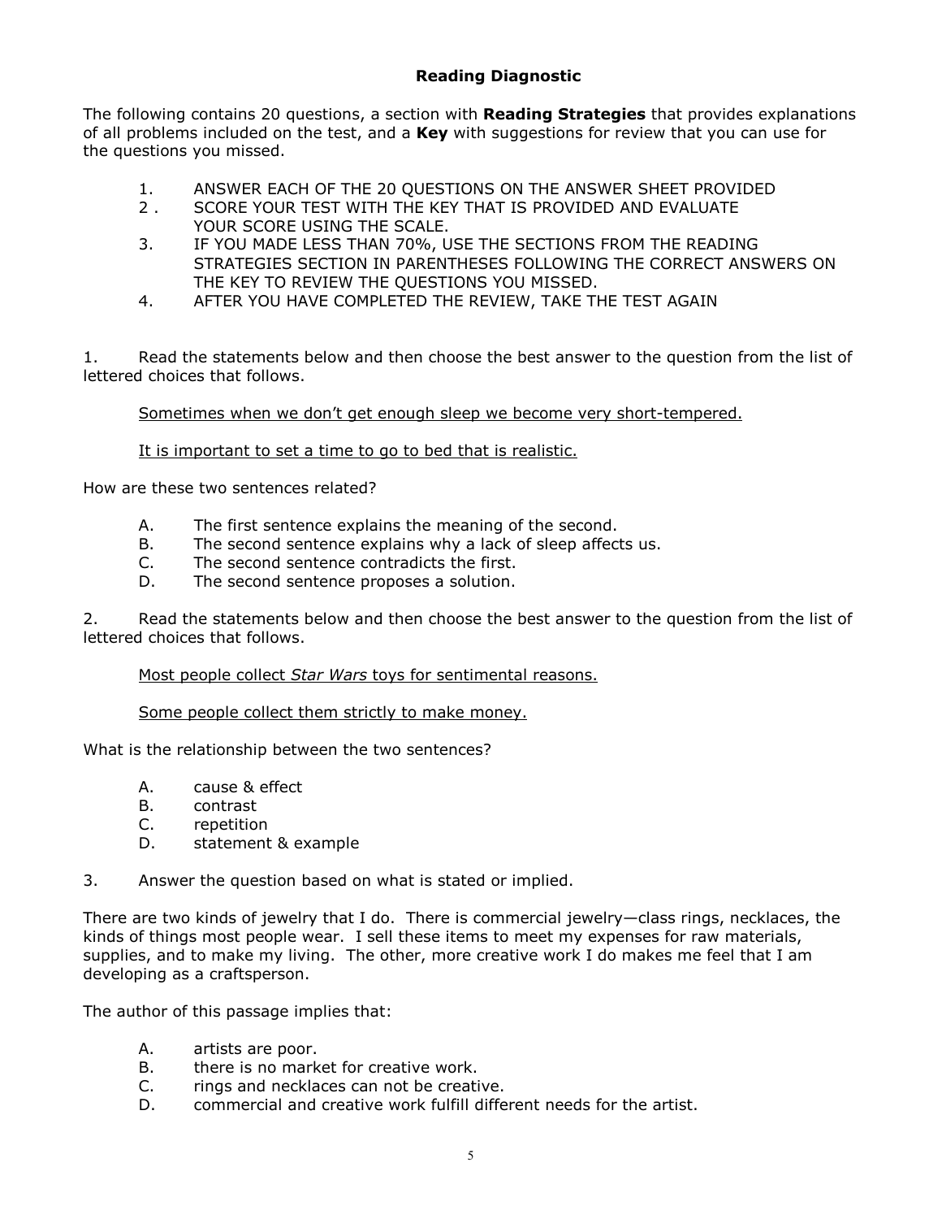# Reading Diagnostic

The following contains 20 questions, a section with **Reading Strategies** that provides explanations of all problems included on the test, and a **Key** with suggestions for review that you can use for the questions you missed.

1. ANSWER EACH OF THE 20 QUESTIONS ON THE ANSWER SHEET PROVIDED
2. SCORE YOUR TEST WITH THE KEY THAT IS PROVIDED AND EVALUATE YOUR SCORE USING THE SCALE.
3. IF YOU MADE LESS THAN 70%, USE THE SECTIONS FROM THE READING STRATEGIES SECTION IN PARENTHESES FOLLOWING THE CORRECT ANSWERS ON THE KEY TO REVIEW THE QUESTIONS YOU MISSED.
4. AFTER YOU HAVE COMPLETED THE REVIEW, TAKE THE TEST AGAIN

1. Read the statements below and then choose the best answer to the question from the list of lettered choices that follows.

    <u>Sometimes when we don't get enough sleep we become very short-tempered.</u>

    <u>It is important to set a time to go to bed that is realistic.</u>

How are these two sentences related?

- A. The first sentence explains the meaning of the second.
- B. The second sentence explains why a lack of sleep affects us.
- C. The second sentence contradicts the first.
- D. The second sentence proposes a solution.

2. Read the statements below and then choose the best answer to the question from the list of lettered choices that follows.

    <u>Most people collect *Star Wars* toys for sentimental reasons.</u>

    <u>Some people collect them strictly to make money.</u>

What is the relationship between the two sentences?

- A. cause & effect
- B. contrast
- C. repetition
- D. statement & example

3. Answer the question based on what is stated or implied.

There are two kinds of jewelry that I do. There is commercial jewelry—class rings, necklaces, the kinds of things most people wear. I sell these items to meet my expenses for raw materials, supplies, and to make my living. The other, more creative work I do makes me feel that I am developing as a craftsperson.

The author of this passage implies that:

- A. artists are poor.
- B. there is no market for creative work.
- C. rings and necklaces can not be creative.
- D. commercial and creative work fulfill different needs for the artist.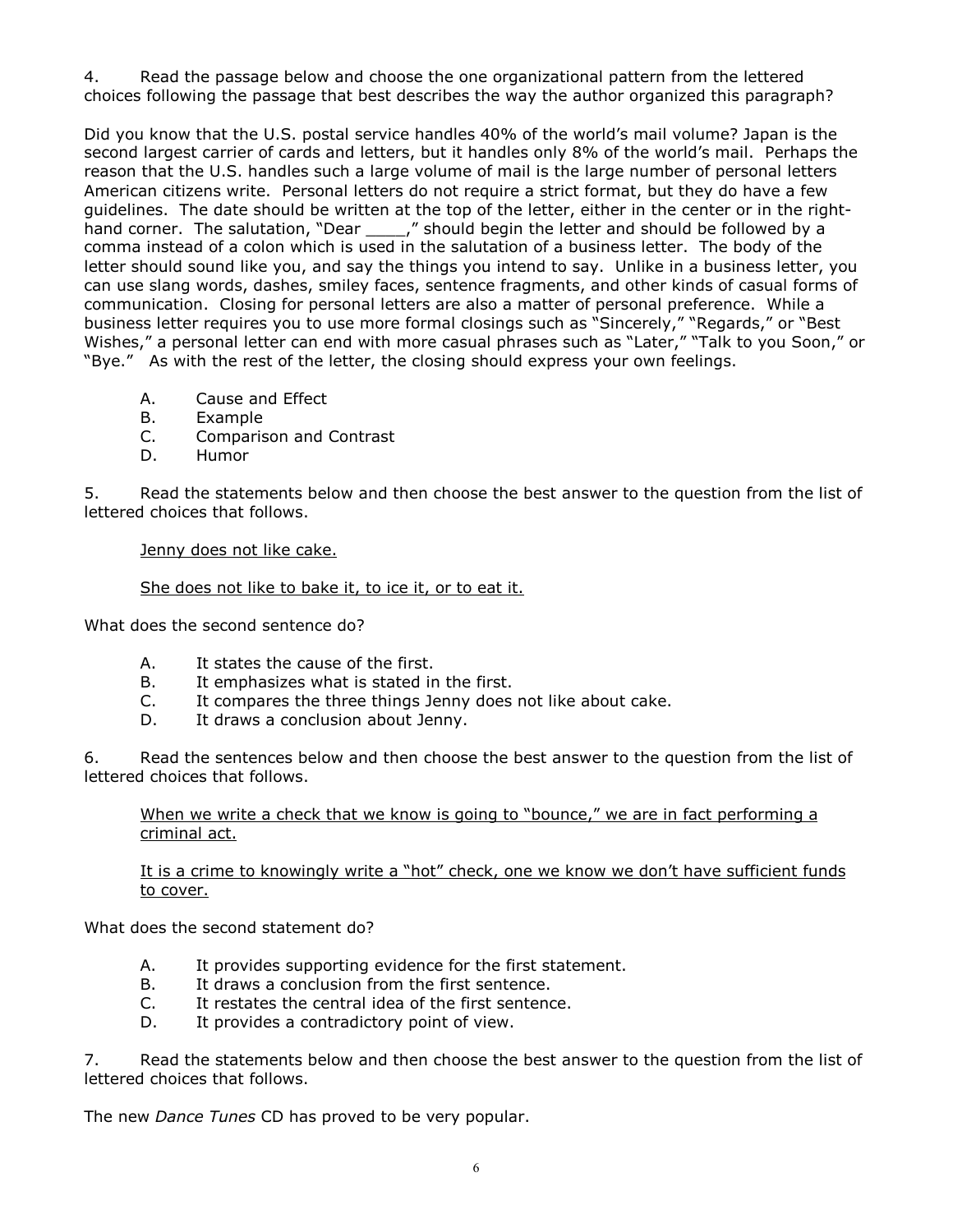4. Read the passage below and choose the one organizational pattern from the lettered choices following the passage that best describes the way the author organized this paragraph?

Did you know that the U.S. postal service handles 40% of the world's mail volume? Japan is the second largest carrier of cards and letters, but it handles only 8% of the world's mail. Perhaps the reason that the U.S. handles such a large volume of mail is the large number of personal letters American citizens write. Personal letters do not require a strict format, but they do have a few guidelines. The date should be written at the top of the letter, either in the center or in the right-hand corner. The salutation, "Dear ____," should begin the letter and should be followed by a comma instead of a colon which is used in the salutation of a business letter. The body of the letter should sound like you, and say the things you intend to say. Unlike in a business letter, you can use slang words, dashes, smiley faces, sentence fragments, and other kinds of casual forms of communication. Closing for personal letters are also a matter of personal preference. While a business letter requires you to use more formal closings such as "Sincerely," "Regards," or "Best Wishes," a personal letter can end with more casual phrases such as "Later," "Talk to you Soon," or "Bye." As with the rest of the letter, the closing should express your own feelings.

A. Cause and Effect
B. Example
C. Comparison and Contrast
D. Humor

5. Read the statements below and then choose the best answer to the question from the list of lettered choices that follows.

Jenny does not like cake.

She does not like to bake it, to ice it, or to eat it.

What does the second sentence do?

A. It states the cause of the first.
B. It emphasizes what is stated in the first.
C. It compares the three things Jenny does not like about cake.
D. It draws a conclusion about Jenny.

6. Read the sentences below and then choose the best answer to the question from the list of lettered choices that follows.

When we write a check that we know is going to "bounce," we are in fact performing a criminal act.

It is a crime to knowingly write a "hot" check, one we know we don't have sufficient funds to cover.

What does the second statement do?

A. It provides supporting evidence for the first statement.
B. It draws a conclusion from the first sentence.
C. It restates the central idea of the first sentence.
D. It provides a contradictory point of view.

7. Read the statements below and then choose the best answer to the question from the list of lettered choices that follows.

The new *Dance Tunes* CD has proved to be very popular.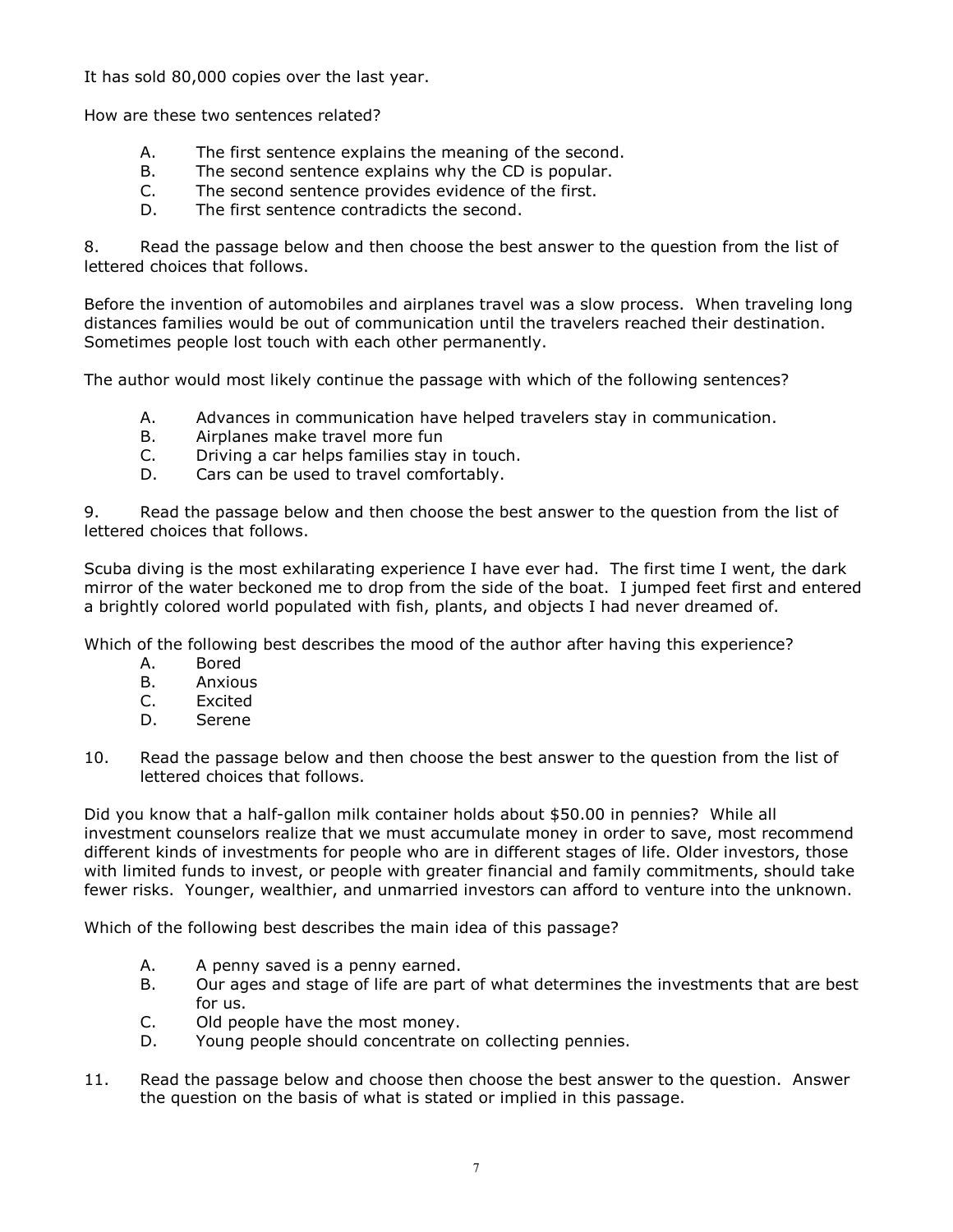It has sold 80,000 copies over the last year.

How are these two sentences related?

- A. The first sentence explains the meaning of the second.
- B. The second sentence explains why the CD is popular.
- C. The second sentence provides evidence of the first.
- D. The first sentence contradicts the second.

8. Read the passage below and then choose the best answer to the question from the list of lettered choices that follows.

Before the invention of automobiles and airplanes travel was a slow process. When traveling long distances families would be out of communication until the travelers reached their destination. Sometimes people lost touch with each other permanently.

The author would most likely continue the passage with which of the following sentences?

- A. Advances in communication have helped travelers stay in communication.
- B. Airplanes make travel more fun
- C. Driving a car helps families stay in touch.
- D. Cars can be used to travel comfortably.

9. Read the passage below and then choose the best answer to the question from the list of lettered choices that follows.

Scuba diving is the most exhilarating experience I have ever had. The first time I went, the dark mirror of the water beckoned me to drop from the side of the boat. I jumped feet first and entered a brightly colored world populated with fish, plants, and objects I had never dreamed of.

Which of the following best describes the mood of the author after having this experience?

- A. Bored
- B. Anxious
- C. Excited
- D. Serene

10. Read the passage below and then choose the best answer to the question from the list of lettered choices that follows.

Did you know that a half-gallon milk container holds about $50.00 in pennies? While all investment counselors realize that we must accumulate money in order to save, most recommend different kinds of investments for people who are in different stages of life. Older investors, those with limited funds to invest, or people with greater financial and family commitments, should take fewer risks. Younger, wealthier, and unmarried investors can afford to venture into the unknown.

Which of the following best describes the main idea of this passage?

- A. A penny saved is a penny earned.
- B. Our ages and stage of life are part of what determines the investments that are best for us.
- C. Old people have the most money.
- D. Young people should concentrate on collecting pennies.

11. Read the passage below and choose then choose the best answer to the question. Answer the question on the basis of what is stated or implied in this passage.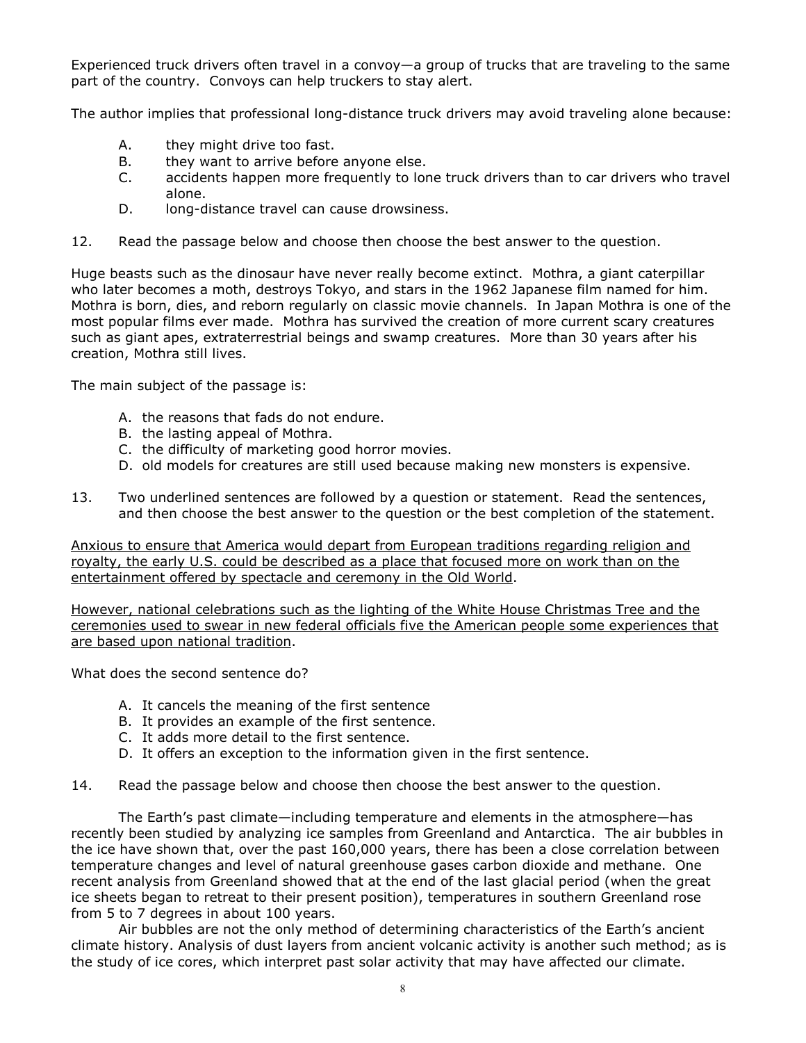Experienced truck drivers often travel in a convoy—a group of trucks that are traveling to the same part of the country. Convoys can help truckers to stay alert.

The author implies that professional long-distance truck drivers may avoid traveling alone because:

A. they might drive too fast.
B. they want to arrive before anyone else.
C. accidents happen more frequently to lone truck drivers than to car drivers who travel alone.
D. long-distance travel can cause drowsiness.

12. Read the passage below and choose then choose the best answer to the question.

Huge beasts such as the dinosaur have never really become extinct. Mothra, a giant caterpillar who later becomes a moth, destroys Tokyo, and stars in the 1962 Japanese film named for him. Mothra is born, dies, and reborn regularly on classic movie channels. In Japan Mothra is one of the most popular films ever made. Mothra has survived the creation of more current scary creatures such as giant apes, extraterrestrial beings and swamp creatures. More than 30 years after his creation, Mothra still lives.

The main subject of the passage is:

A. the reasons that fads do not endure.
B. the lasting appeal of Mothra.
C. the difficulty of marketing good horror movies.
D. old models for creatures are still used because making new monsters is expensive.

13. Two underlined sentences are followed by a question or statement. Read the sentences, and then choose the best answer to the question or the best completion of the statement.

<u>Anxious to ensure that America would depart from European traditions regarding religion and royalty, the early U.S. could be described as a place that focused more on work than on the entertainment offered by spectacle and ceremony in the Old World</u>.

<u>However, national celebrations such as the lighting of the White House Christmas Tree and the ceremonies used to swear in new federal officials five the American people some experiences that are based upon national tradition</u>.

What does the second sentence do?

A. It cancels the meaning of the first sentence
B. It provides an example of the first sentence.
C. It adds more detail to the first sentence.
D. It offers an exception to the information given in the first sentence.

14. Read the passage below and choose then choose the best answer to the question.

The Earth's past climate—including temperature and elements in the atmosphere—has recently been studied by analyzing ice samples from Greenland and Antarctica. The air bubbles in the ice have shown that, over the past 160,000 years, there has been a close correlation between temperature changes and level of natural greenhouse gases carbon dioxide and methane. One recent analysis from Greenland showed that at the end of the last glacial period (when the great ice sheets began to retreat to their present position), temperatures in southern Greenland rose from 5 to 7 degrees in about 100 years.

Air bubbles are not the only method of determining characteristics of the Earth's ancient climate history. Analysis of dust layers from ancient volcanic activity is another such method; as is the study of ice cores, which interpret past solar activity that may have affected our climate.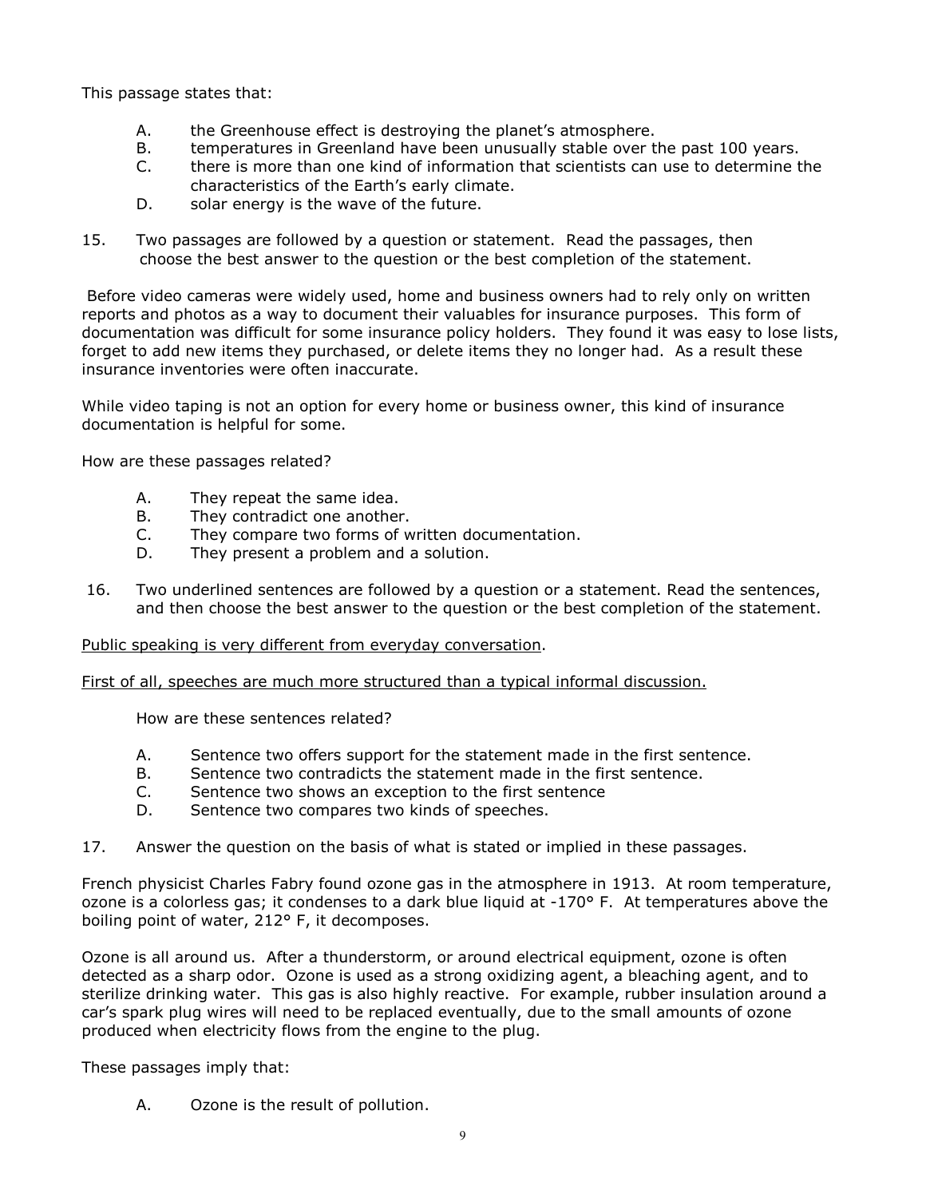This passage states that:

A. the Greenhouse effect is destroying the planet's atmosphere.
B. temperatures in Greenland have been unusually stable over the past 100 years.
C. there is more than one kind of information that scientists can use to determine the characteristics of the Earth's early climate.
D. solar energy is the wave of the future.

15. Two passages are followed by a question or statement. Read the passages, then choose the best answer to the question or the best completion of the statement.

Before video cameras were widely used, home and business owners had to rely only on written reports and photos as a way to document their valuables for insurance purposes. This form of documentation was difficult for some insurance policy holders. They found it was easy to lose lists, forget to add new items they purchased, or delete items they no longer had. As a result these insurance inventories were often inaccurate.

While video taping is not an option for every home or business owner, this kind of insurance documentation is helpful for some.

How are these passages related?

A. They repeat the same idea.
B. They contradict one another.
C. They compare two forms of written documentation.
D. They present a problem and a solution.

16. Two underlined sentences are followed by a question or a statement. Read the sentences, and then choose the best answer to the question or the best completion of the statement.

<u>Public speaking is very different from everyday conversation</u>.

<u>First of all, speeches are much more structured than a typical informal discussion.</u>

How are these sentences related?

A. Sentence two offers support for the statement made in the first sentence.
B. Sentence two contradicts the statement made in the first sentence.
C. Sentence two shows an exception to the first sentence
D. Sentence two compares two kinds of speeches.

17. Answer the question on the basis of what is stated or implied in these passages.

French physicist Charles Fabry found ozone gas in the atmosphere in 1913. At room temperature, ozone is a colorless gas; it condenses to a dark blue liquid at -170° F. At temperatures above the boiling point of water, 212° F, it decomposes.

Ozone is all around us. After a thunderstorm, or around electrical equipment, ozone is often detected as a sharp odor. Ozone is used as a strong oxidizing agent, a bleaching agent, and to sterilize drinking water. This gas is also highly reactive. For example, rubber insulation around a car's spark plug wires will need to be replaced eventually, due to the small amounts of ozone produced when electricity flows from the engine to the plug.

These passages imply that:

A. Ozone is the result of pollution.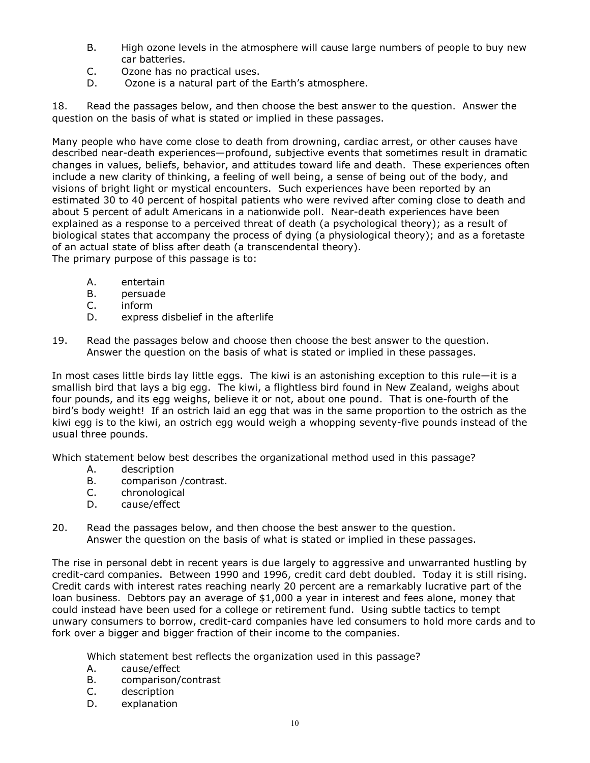B. High ozone levels in the atmosphere will cause large numbers of people to buy new car batteries.
C. Ozone has no practical uses.
D. Ozone is a natural part of the Earth's atmosphere.

18. Read the passages below, and then choose the best answer to the question. Answer the question on the basis of what is stated or implied in these passages.

Many people who have come close to death from drowning, cardiac arrest, or other causes have described near-death experiences—profound, subjective events that sometimes result in dramatic changes in values, beliefs, behavior, and attitudes toward life and death. These experiences often include a new clarity of thinking, a feeling of well being, a sense of being out of the body, and visions of bright light or mystical encounters. Such experiences have been reported by an estimated 30 to 40 percent of hospital patients who were revived after coming close to death and about 5 percent of adult Americans in a nationwide poll. Near-death experiences have been explained as a response to a perceived threat of death (a psychological theory); as a result of biological states that accompany the process of dying (a physiological theory); and as a foretaste of an actual state of bliss after death (a transcendental theory).
The primary purpose of this passage is to:

A. entertain
B. persuade
C. inform
D. express disbelief in the afterlife

19. Read the passages below and choose then choose the best answer to the question. Answer the question on the basis of what is stated or implied in these passages.

In most cases little birds lay little eggs. The kiwi is an astonishing exception to this rule—it is a smallish bird that lays a big egg. The kiwi, a flightless bird found in New Zealand, weighs about four pounds, and its egg weighs, believe it or not, about one pound. That is one-fourth of the bird's body weight! If an ostrich laid an egg that was in the same proportion to the ostrich as the kiwi egg is to the kiwi, an ostrich egg would weigh a whopping seventy-five pounds instead of the usual three pounds.

Which statement below best describes the organizational method used in this passage?

A. description
B. comparison /contrast.
C. chronological
D. cause/effect

20. Read the passages below, and then choose the best answer to the question. Answer the question on the basis of what is stated or implied in these passages.

The rise in personal debt in recent years is due largely to aggressive and unwarranted hustling by credit-card companies. Between 1990 and 1996, credit card debt doubled. Today it is still rising. Credit cards with interest rates reaching nearly 20 percent are a remarkably lucrative part of the loan business. Debtors pay an average of $1,000 a year in interest and fees alone, money that could instead have been used for a college or retirement fund. Using subtle tactics to tempt unwary consumers to borrow, credit-card companies have led consumers to hold more cards and to fork over a bigger and bigger fraction of their income to the companies.

Which statement best reflects the organization used in this passage?

A. cause/effect
B. comparison/contrast
C. description
D. explanation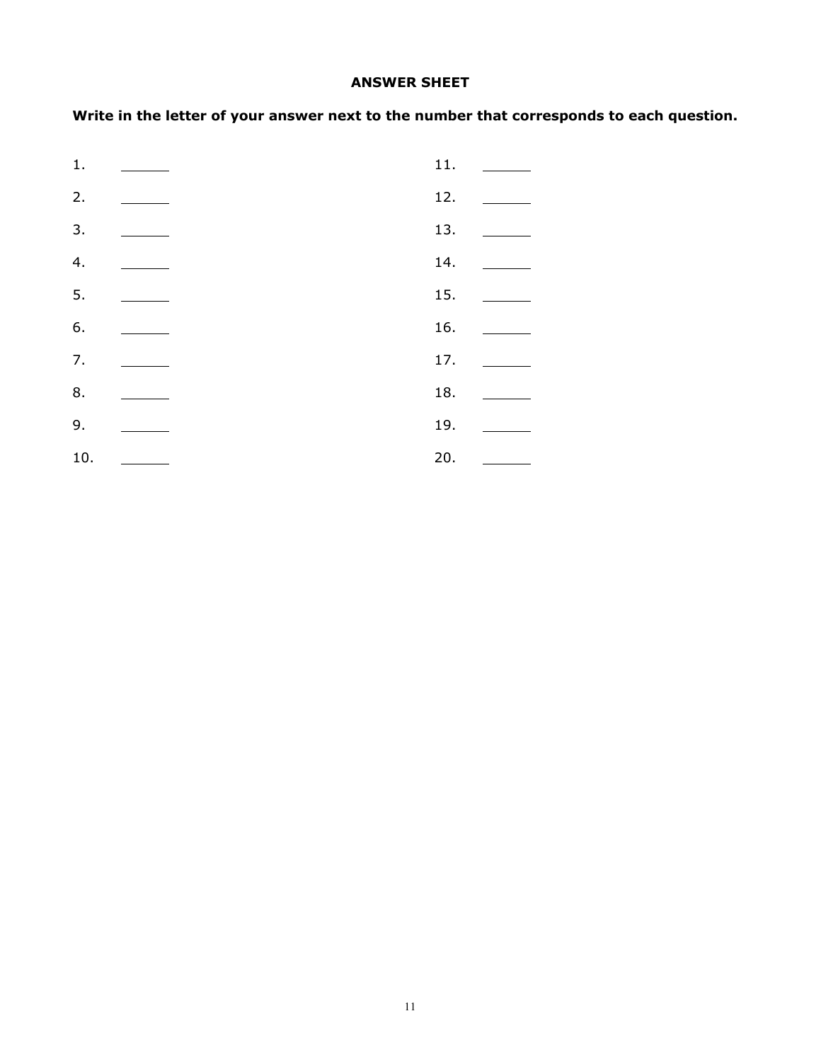## ANSWER SHEET

**Write in the letter of your answer next to the number that corresponds to each question.**

1. ______
2. ______
3. ______
4. ______
5. ______
6. ______
7. ______
8. ______
9. ______
10. ______
11. ______
12. ______
13. ______
14. ______
15. ______
16. ______
17. ______
18. ______
19. ______
20. ______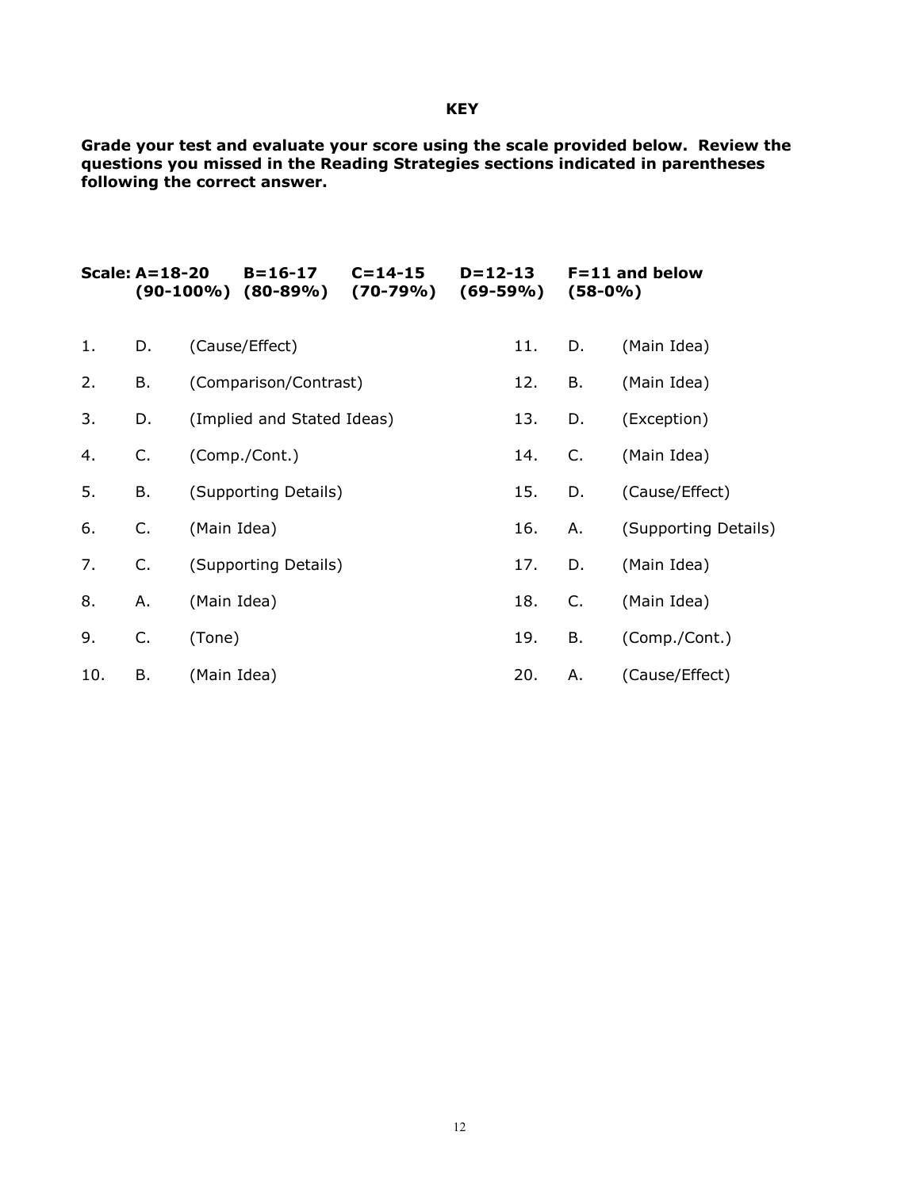**KEY**

**Grade your test and evaluate your score using the scale provided below. Review the questions you missed in the Reading Strategies sections indicated in parentheses following the correct answer.**

| Scale: | A=18-20 | B=16-17 | C=14-15 | D=12-13 | F=11 and below |
|---|---|---|---|---|---|
| | (90-100%) | (80-89%) | (70-79%) | (69-59%) | (58-0%) |

| | | | | | |
|---|---|---|---|---|---|
| 1. | D. | (Cause/Effect) | 11. | D. | (Main Idea) |
| 2. | B. | (Comparison/Contrast) | 12. | B. | (Main Idea) |
| 3. | D. | (Implied and Stated Ideas) | 13. | D. | (Exception) |
| 4. | C. | (Comp./Cont.) | 14. | C. | (Main Idea) |
| 5. | B. | (Supporting Details) | 15. | D. | (Cause/Effect) |
| 6. | C. | (Main Idea) | 16. | A. | (Supporting Details) |
| 7. | C. | (Supporting Details) | 17. | D. | (Main Idea) |
| 8. | A. | (Main Idea) | 18. | C. | (Main Idea) |
| 9. | C. | (Tone) | 19. | B. | (Comp./Cont.) |
| 10. | B. | (Main Idea) | 20. | A. | (Cause/Effect) |